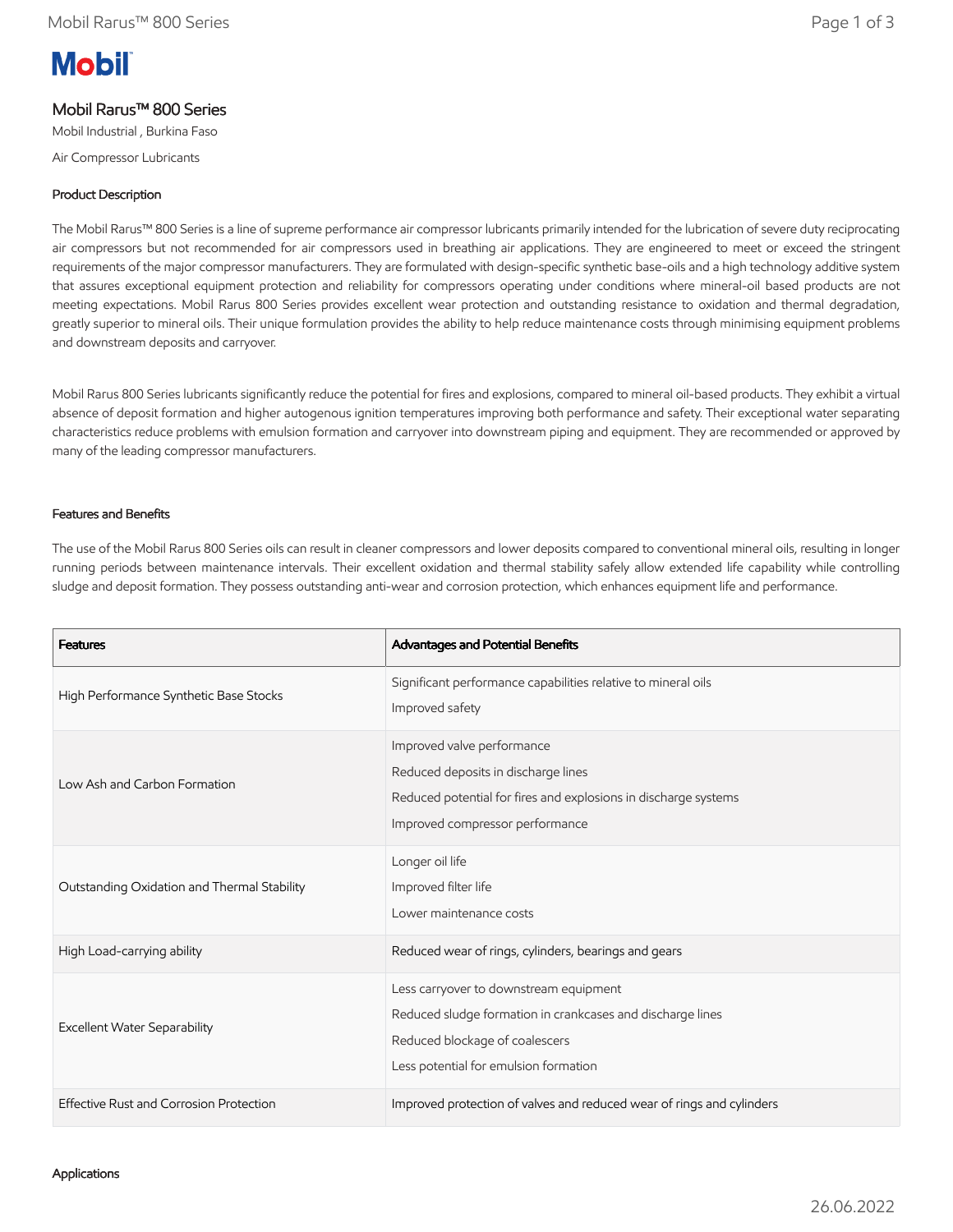# Mobil Rarus™ 800 Series

Mobil Industrial , Burkina Faso

Air Compressor Lubricants

## Product Description

The Mobil Rarus™ 800 Series is a line of supreme performance air compressor lubricants primarily intended for the lubrication of severe duty reciprocating air compressors but not recommended for air compressors used in breathing air applications. They are engineered to meet or exceed the stringent requirements of the major compressor manufacturers. They are formulated with design-specific synthetic base-oils and a high technology additive system that assures exceptional equipment protection and reliability for compressors operating under conditions where mineral-oil based products are not meeting expectations. Mobil Rarus 800 Series provides excellent wear protection and outstanding resistance to oxidation and thermal degradation, greatly superior to mineral oils. Their unique formulation provides the ability to help reduce maintenance costs through minimising equipment problems and downstream deposits and carryover.

Mobil Rarus 800 Series lubricants significantly reduce the potential for fires and explosions, compared to mineral oil-based products. They exhibit a virtual absence of deposit formation and higher autogenous ignition temperatures improving both performance and safety. Their exceptional water separating characteristics reduce problems with emulsion formation and carryover into downstream piping and equipment. They are recommended or approved by many of the leading compressor manufacturers.

## Features and Benefits

The use of the Mobil Rarus 800 Series oils can result in cleaner compressors and lower deposits compared to conventional mineral oils, resulting in longer running periods between maintenance intervals. Their excellent oxidation and thermal stability safely allow extended life capability while controlling sludge and deposit formation. They possess outstanding anti-wear and corrosion protection, which enhances equipment life and performance.

| Features | Advantages and Potential Benefits |
|---|---|
| High Performance Synthetic Base Stocks | Significant performance capabilities relative to mineral oils<br>Improved safety |
| Low Ash and Carbon Formation | Improved valve performance<br>Reduced deposits in discharge lines<br>Reduced potential for fires and explosions in discharge systems<br>Improved compressor performance |
| Outstanding Oxidation and Thermal Stability | Longer oil life<br>Improved filter life<br>Lower maintenance costs |
| High Load-carrying ability | Reduced wear of rings, cylinders, bearings and gears |
| Excellent Water Separability | Less carryover to downstream equipment<br>Reduced sludge formation in crankcases and discharge lines<br>Reduced blockage of coalescers<br>Less potential for emulsion formation |
| Effective Rust and Corrosion Protection | Improved protection of valves and reduced wear of rings and cylinders |

## Applications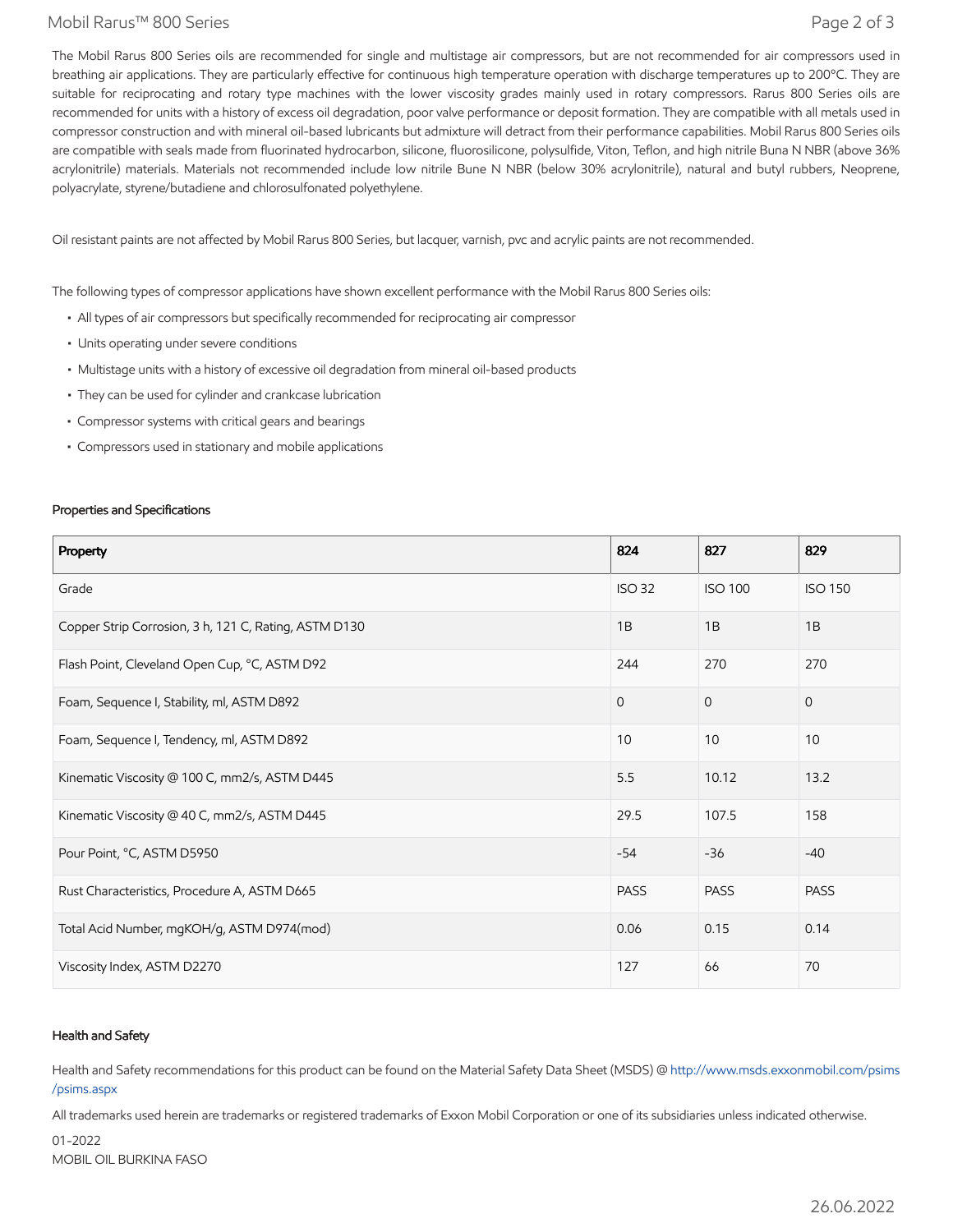The Mobil Rarus 800 Series oils are recommended for single and multistage air compressors, but are not recommended for air compressors used in breathing air applications. They are particularly effective for continuous high temperature operation with discharge temperatures up to 200ºC. They are suitable for reciprocating and rotary type machines with the lower viscosity grades mainly used in rotary compressors. Rarus 800 Series oils are recommended for units with a history of excess oil degradation, poor valve performance or deposit formation. They are compatible with all metals used in compressor construction and with mineral oil-based lubricants but admixture will detract from their performance capabilities. Mobil Rarus 800 Series oils are compatible with seals made from fluorinated hydrocarbon, silicone, fluorosilicone, polysulfide, Viton, Teflon, and high nitrile Buna N NBR (above 36% acrylonitrile) materials. Materials not recommended include low nitrile Bune N NBR (below 30% acrylonitrile), natural and butyl rubbers, Neoprene, polyacrylate, styrene/butadiene and chlorosulfonated polyethylene.

Oil resistant paints are not affected by Mobil Rarus 800 Series, but lacquer, varnish, pvc and acrylic paints are not recommended.

The following types of compressor applications have shown excellent performance with the Mobil Rarus 800 Series oils:

- All types of air compressors but specifically recommended for reciprocating air compressor
- Units operating under severe conditions
- Multistage units with a history of excessive oil degradation from mineral oil-based products
- They can be used for cylinder and crankcase lubrication
- Compressor systems with critical gears and bearings
- Compressors used in stationary and mobile applications

### Properties and Specifications

| Property | 824 | 827 | 829 |
|---|---|---|---|
| Grade | ISO 32 | ISO 100 | ISO 150 |
| Copper Strip Corrosion, 3 h, 121 C, Rating, ASTM D130 | 1B | 1B | 1B |
| Flash Point, Cleveland Open Cup, °C, ASTM D92 | 244 | 270 | 270 |
| Foam, Sequence I, Stability, ml, ASTM D892 | 0 | 0 | 0 |
| Foam, Sequence I, Tendency, ml, ASTM D892 | 10 | 10 | 10 |
| Kinematic Viscosity @ 100 C, mm2/s, ASTM D445 | 5.5 | 10.12 | 13.2 |
| Kinematic Viscosity @ 40 C, mm2/s, ASTM D445 | 29.5 | 107.5 | 158 |
| Pour Point, °C, ASTM D5950 | -54 | -36 | -40 |
| Rust Characteristics, Procedure A, ASTM D665 | PASS | PASS | PASS |
| Total Acid Number, mgKOH/g, ASTM D974(mod) | 0.06 | 0.15 | 0.14 |
| Viscosity Index, ASTM D2270 | 127 | 66 | 70 |

### Health and Safety

Health and Safety recommendations for this product can be found on the Material Safety Data Sheet (MSDS) @ http://www.msds.exxonmobil.com/psims/psims.aspx

All trademarks used herein are trademarks or registered trademarks of Exxon Mobil Corporation or one of its subsidiaries unless indicated otherwise.

01-2022
MOBIL OIL BURKINA FASO

26.06.2022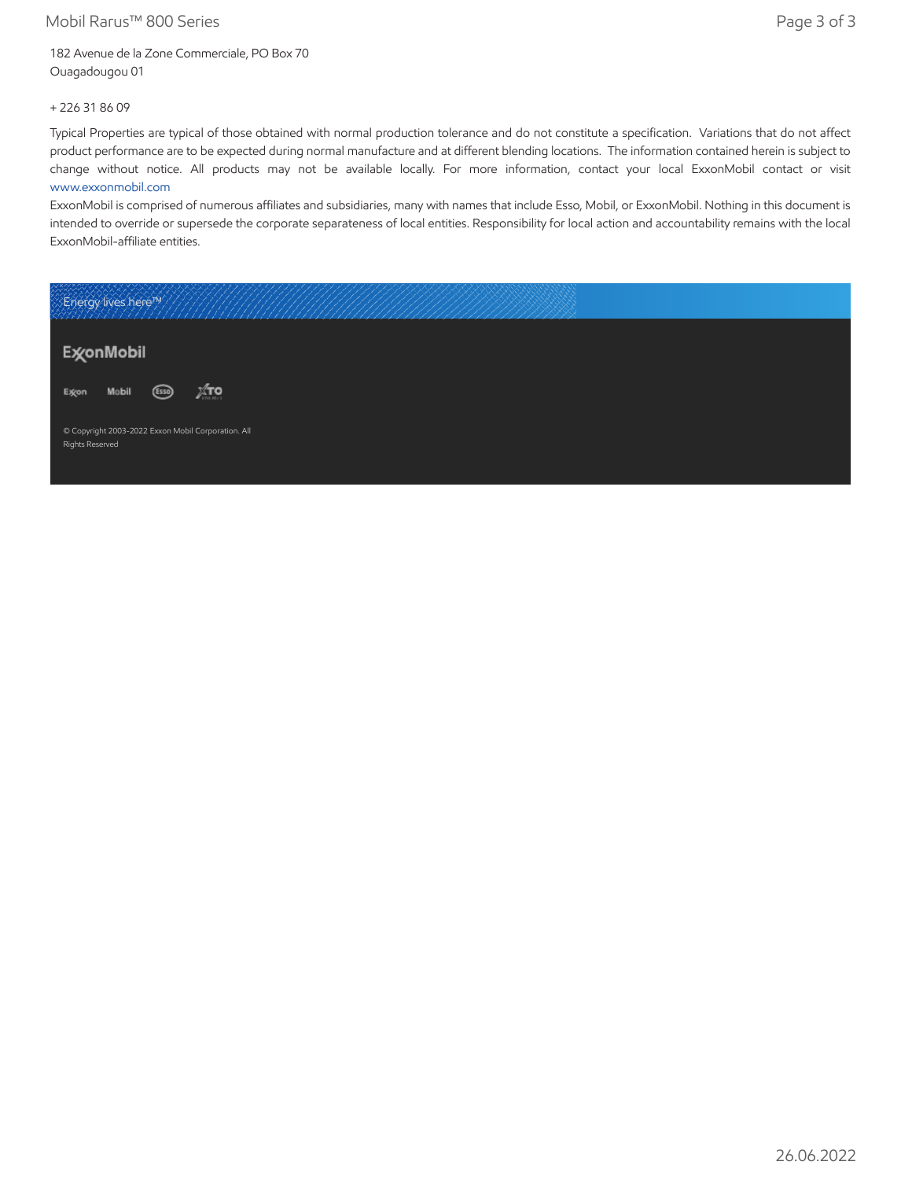182 Avenue de la Zone Commerciale, PO Box 70
Ouagadougou 01

+ 226 31 86 09

Typical Properties are typical of those obtained with normal production tolerance and do not constitute a specification. Variations that do not affect product performance are to be expected during normal manufacture and at different blending locations. The information contained herein is subject to change without notice. All products may not be available locally. For more information, contact your local ExxonMobil contact or visit www.exxonmobil.com

ExxonMobil is comprised of numerous affiliates and subsidiaries, many with names that include Esso, Mobil, or ExxonMobil. Nothing in this document is intended to override or supersede the corporate separateness of local entities. Responsibility for local action and accountability remains with the local ExxonMobil-affiliate entities.

Energy lives here™

ExxonMobil

Exxon Mobil Esso XTO

© Copyright 2003-2022 Exxon Mobil Corporation. All Rights Reserved